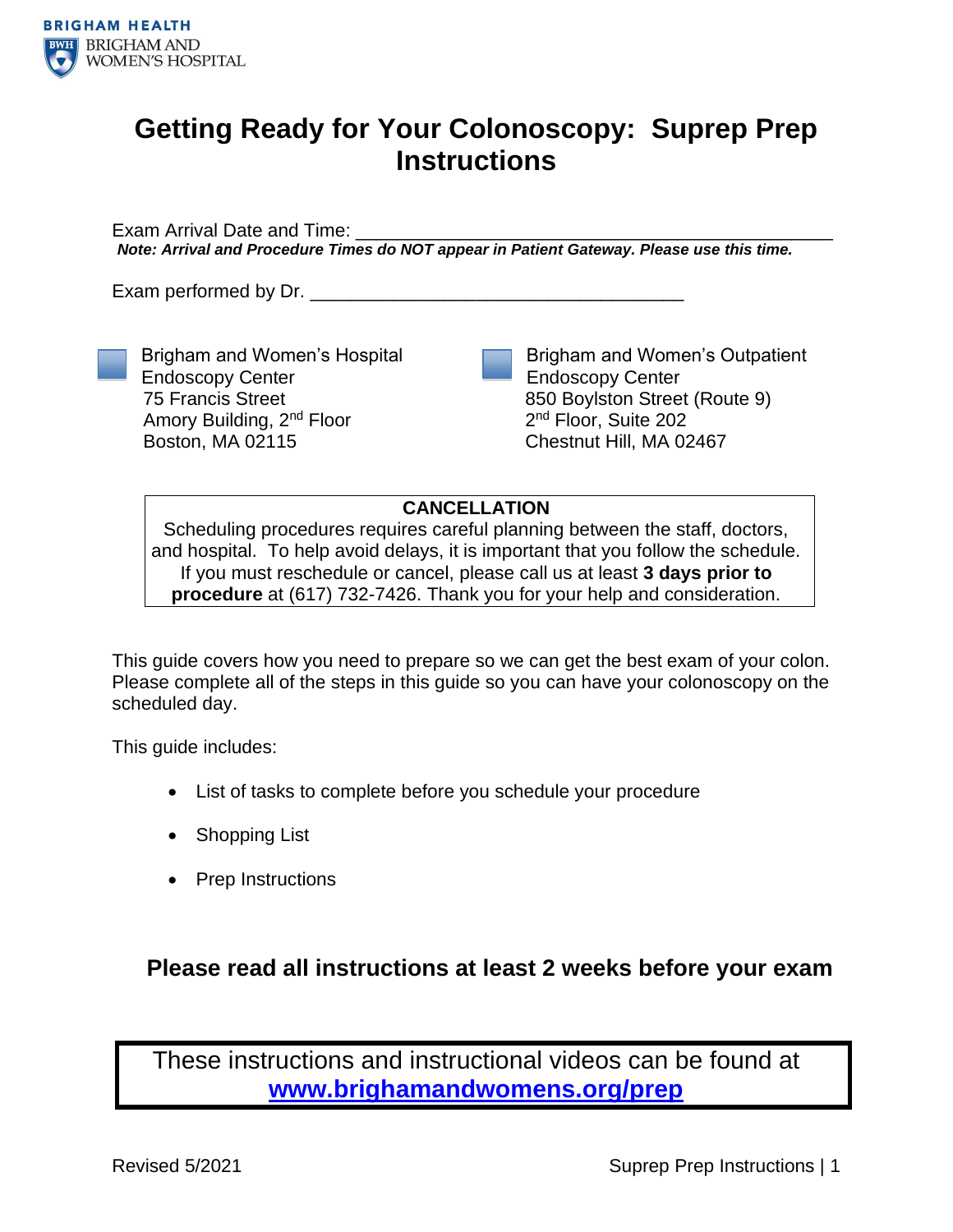BRIGHAM HEALTH
BRIGHAM AND WOMEN'S HOSPITAL

# Getting Ready for Your Colonoscopy: Suprep Prep Instructions

Exam Arrival Date and Time: ______________________________________________

***Note: Arrival and Procedure Times do NOT appear in Patient Gateway. Please use this time.***

Exam performed by Dr. ____________________________________

- ☐ Brigham and Women's Hospital Endoscopy Center
  75 Francis Street
  Amory Building, 2nd Floor
  Boston, MA 02115

- ☐ Brigham and Women's Outpatient Endoscopy Center
  850 Boylston Street (Route 9)
  2nd Floor, Suite 202
  Chestnut Hill, MA 02467

**CANCELLATION**

Scheduling procedures requires careful planning between the staff, doctors, and hospital. To help avoid delays, it is important that you follow the schedule. If you must reschedule or cancel, please call us at least **3 days prior to procedure** at (617) 732-7426. Thank you for your help and consideration.

This guide covers how you need to prepare so we can get the best exam of your colon. Please complete all of the steps in this guide so you can have your colonoscopy on the scheduled day.

This guide includes:

- List of tasks to complete before you schedule your procedure
- Shopping List
- Prep Instructions

### Please read all instructions at least 2 weeks before your exam

These instructions and instructional videos can be found at **www.brighamandwomens.org/prep**

Revised 5/2021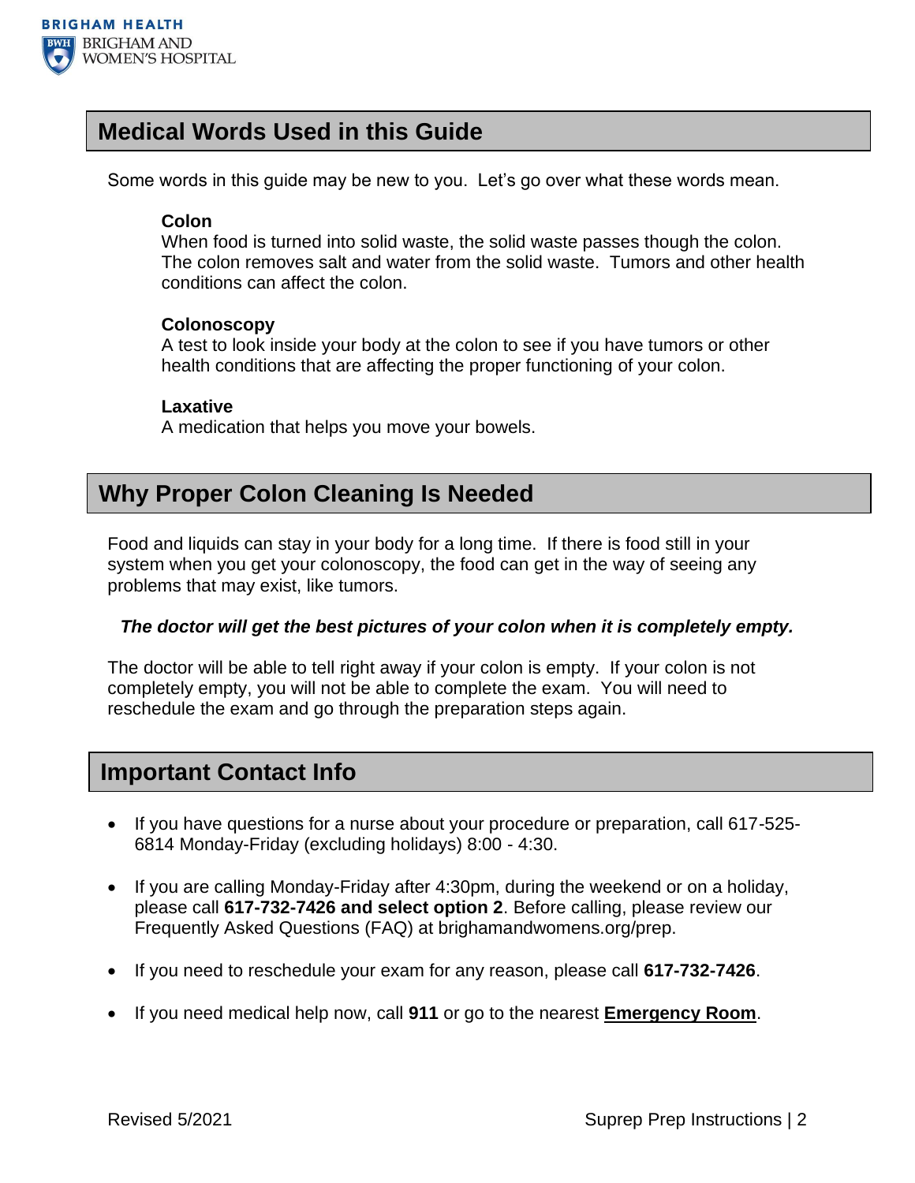## Medical Words Used in this Guide

Some words in this guide may be new to you. Let's go over what these words mean.

**Colon**
When food is turned into solid waste, the solid waste passes though the colon. The colon removes salt and water from the solid waste. Tumors and other health conditions can affect the colon.

**Colonoscopy**
A test to look inside your body at the colon to see if you have tumors or other health conditions that are affecting the proper functioning of your colon.

**Laxative**
A medication that helps you move your bowels.

## Why Proper Colon Cleaning Is Needed

Food and liquids can stay in your body for a long time. If there is food still in your system when you get your colonoscopy, the food can get in the way of seeing any problems that may exist, like tumors.

***The doctor will get the best pictures of your colon when it is completely empty.***

The doctor will be able to tell right away if your colon is empty. If your colon is not completely empty, you will not be able to complete the exam. You will need to reschedule the exam and go through the preparation steps again.

## Important Contact Info

- If you have questions for a nurse about your procedure or preparation, call 617-525-6814 Monday-Friday (excluding holidays) 8:00 - 4:30.
- If you are calling Monday-Friday after 4:30pm, during the weekend or on a holiday, please call **617-732-7426 and select option 2**. Before calling, please review our Frequently Asked Questions (FAQ) at brighamandwomens.org/prep.
- If you need to reschedule your exam for any reason, please call **617-732-7426**.
- If you need medical help now, call **911** or go to the nearest **Emergency Room**.

Revised 5/2021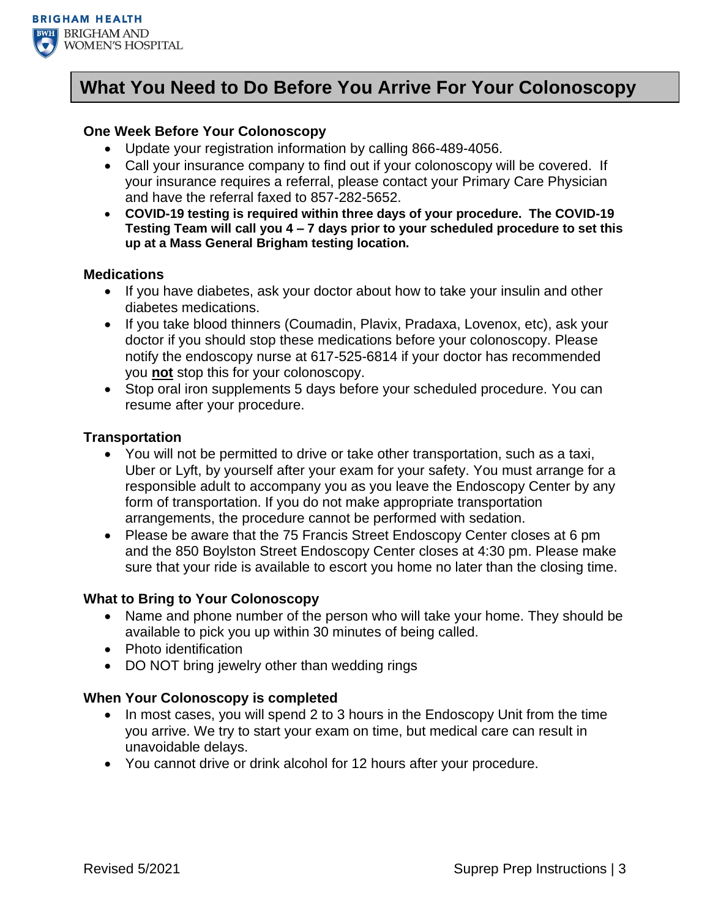# What You Need to Do Before You Arrive For Your Colonoscopy

## One Week Before Your Colonoscopy

- Update your registration information by calling 866-489-4056.
- Call your insurance company to find out if your colonoscopy will be covered. If your insurance requires a referral, please contact your Primary Care Physician and have the referral faxed to 857-282-5652.
- **COVID-19 testing is required within three days of your procedure. The COVID-19 Testing Team will call you 4 – 7 days prior to your scheduled procedure to set this up at a Mass General Brigham testing location.**

## Medications

- If you have diabetes, ask your doctor about how to take your insulin and other diabetes medications.
- If you take blood thinners (Coumadin, Plavix, Pradaxa, Lovenox, etc), ask your doctor if you should stop these medications before your colonoscopy. Please notify the endoscopy nurse at 617-525-6814 if your doctor has recommended you <u>**not**</u> stop this for your colonoscopy.
- Stop oral iron supplements 5 days before your scheduled procedure. You can resume after your procedure.

## Transportation

- You will not be permitted to drive or take other transportation, such as a taxi, Uber or Lyft, by yourself after your exam for your safety. You must arrange for a responsible adult to accompany you as you leave the Endoscopy Center by any form of transportation. If you do not make appropriate transportation arrangements, the procedure cannot be performed with sedation.
- Please be aware that the 75 Francis Street Endoscopy Center closes at 6 pm and the 850 Boylston Street Endoscopy Center closes at 4:30 pm. Please make sure that your ride is available to escort you home no later than the closing time.

## What to Bring to Your Colonoscopy

- Name and phone number of the person who will take your home. They should be available to pick you up within 30 minutes of being called.
- Photo identification
- DO NOT bring jewelry other than wedding rings

## When Your Colonoscopy is completed

- In most cases, you will spend 2 to 3 hours in the Endoscopy Unit from the time you arrive. We try to start your exam on time, but medical care can result in unavoidable delays.
- You cannot drive or drink alcohol for 12 hours after your procedure.

Revised 5/2021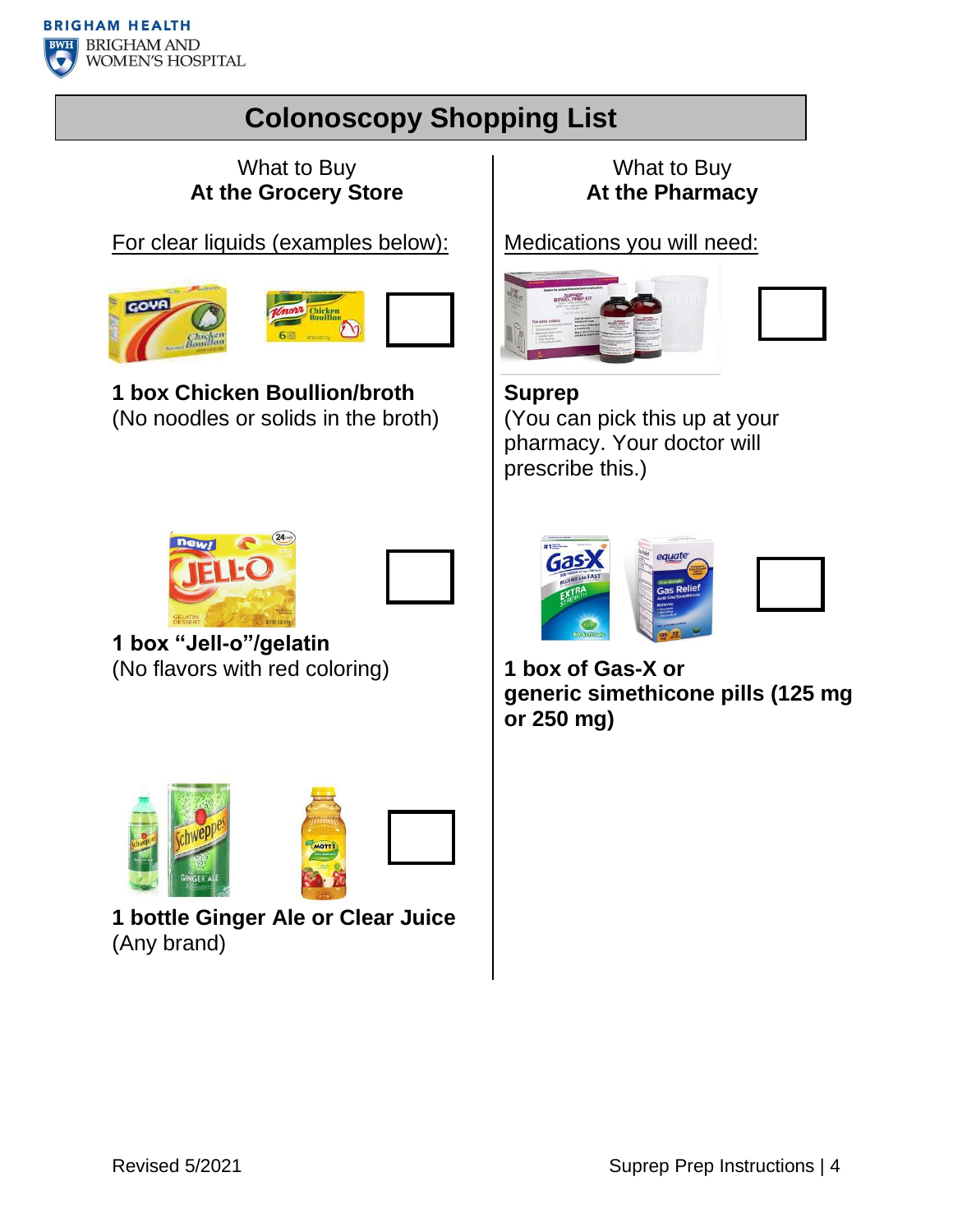# Colonoscopy Shopping List

## What to Buy **At the Grocery Store**

For clear liquids (examples below):

- [ ] **1 box Chicken Boullion/broth**
(No noodles or solids in the broth)

- [ ] **1 box "Jell-o"/gelatin**
(No flavors with red coloring)

- [ ] **1 bottle Ginger Ale or Clear Juice**
(Any brand)

## What to Buy **At the Pharmacy**

Medications you will need:

- [ ] **Suprep**
(You can pick this up at your pharmacy. Your doctor will prescribe this.)

- [ ] **1 box of Gas-X or generic simethicone pills (125 mg or 250 mg)**

Revised 5/2021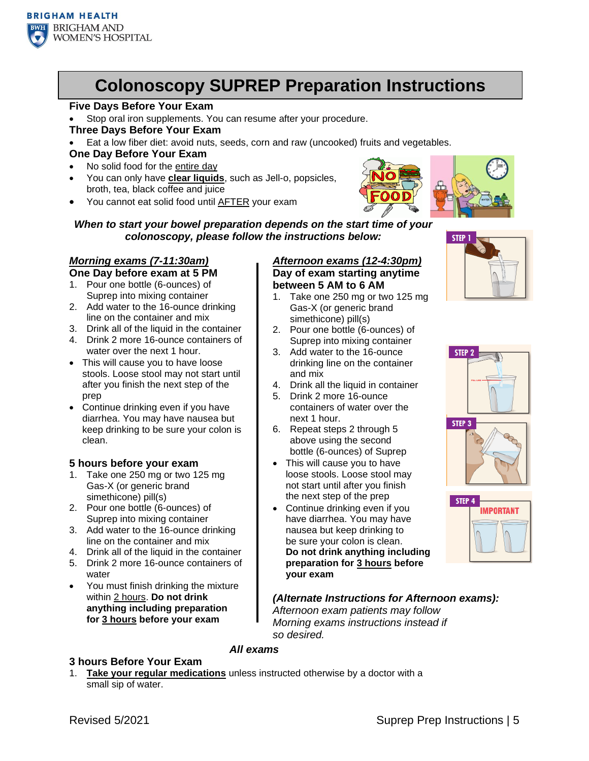BRIGHAM HEALTH
BRIGHAM AND WOMEN'S HOSPITAL

# Colonoscopy SUPREP Preparation Instructions

### Five Days Before Your Exam

- Stop oral iron supplements. You can resume after your procedure.

### Three Days Before Your Exam

- Eat a low fiber diet: avoid nuts, seeds, corn and raw (uncooked) fruits and vegetables.

### One Day Before Your Exam

- No solid food for the entire day
- You can only have **clear liquids**, such as Jell-o, popsicles, broth, tea, black coffee and juice
- You cannot eat solid food until AFTER your exam

***When to start your bowel preparation depends on the start time of your colonoscopy, please follow the instructions below:***

### *Morning exams (7-11:30am)*

**One Day before exam at 5 PM**

1. Pour one bottle (6-ounces) of Suprep into mixing container
2. Add water to the 16-ounce drinking line on the container and mix
3. Drink all of the liquid in the container
4. Drink 2 more 16-ounce containers of water over the next 1 hour.

- This will cause you to have loose stools. Loose stool may not start until after you finish the next step of the prep
- Continue drinking even if you have diarrhea. You may have nausea but keep drinking to be sure your colon is clean.

**5 hours before your exam**

1. Take one 250 mg or two 125 mg Gas-X (or generic brand simethicone) pill(s)
2. Pour one bottle (6-ounces) of Suprep into mixing container
3. Add water to the 16-ounce drinking line on the container and mix
4. Drink all of the liquid in the container
5. Drink 2 more 16-ounce containers of water

- You must finish the mixture within 2 hours. **Do not drink anything including preparation for 3 hours before your exam**

### *Afternoon exams (12-4:30pm)*

**Day of exam starting anytime between 5 AM to 6 AM**

1. Take one 250 mg or two 125 mg Gas-X (or generic brand simethicone) pill(s)
2. Pour one bottle (6-ounces) of Suprep into mixing container
3. Add water to the 16-ounce drinking line on the container and mix
4. Drink all the liquid in container
5. Drink 2 more 16-ounce containers of water over the next 1 hour.
6. Repeat steps 2 through 5 above using the second bottle (6-ounces) of Suprep

- This will cause you to have loose stools. Loose stool may not start until after you finish the next step of the prep
- Continue drinking even if you have diarrhea. You may have nausea but keep drinking to be sure your colon is clean. **Do not drink anything including preparation for 3 hours before your exam**

***(Alternate Instructions for Afternoon exams):***
*Afternoon exam patients may follow Morning exams instructions instead if so desired.*

STEP 1
STEP 2
STEP 3
STEP 4 IMPORTANT

***All exams***

### 3 hours Before Your Exam

1. **Take your regular medications** unless instructed otherwise by a doctor with a small sip of water.

Revised 5/2021